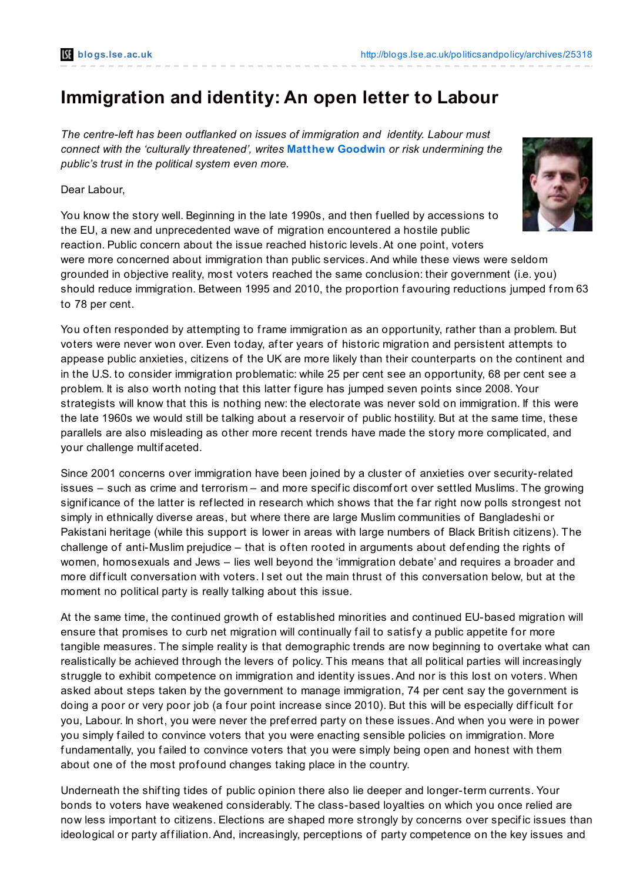# Immigration and identity: An open letter to Labour

*The centre-left has been outflanked on issues of immigration and identity. Labour must connect with the 'culturally threatened', writes* **Matthew Goodwin** *or risk undermining the public's trust in the political system even more.*

Dear Labour,

You know the story well. Beginning in the late 1990s, and then fuelled by accessions to the EU, a new and unprecedented wave of migration encountered a hostile public reaction. Public concern about the issue reached historic levels. At one point, voters were more concerned about immigration than public services. And while these views were seldom grounded in objective reality, most voters reached the same conclusion: their government (i.e. you) should reduce immigration. Between 1995 and 2010, the proportion favouring reductions jumped from 63 to 78 per cent.

You often responded by attempting to frame immigration as an opportunity, rather than a problem. But voters were never won over. Even today, after years of historic migration and persistent attempts to appease public anxieties, citizens of the UK are more likely than their counterparts on the continent and in the U.S. to consider immigration problematic: while 25 per cent see an opportunity, 68 per cent see a problem. It is also worth noting that this latter figure has jumped seven points since 2008. Your strategists will know that this is nothing new: the electorate was never sold on immigration. If this were the late 1960s we would still be talking about a reservoir of public hostility. But at the same time, these parallels are also misleading as other more recent trends have made the story more complicated, and your challenge multifaceted.

Since 2001 concerns over immigration have been joined by a cluster of anxieties over security-related issues – such as crime and terrorism – and more specific discomfort over settled Muslims. The growing significance of the latter is reflected in research which shows that the far right now polls strongest not simply in ethnically diverse areas, but where there are large Muslim communities of Bangladeshi or Pakistani heritage (while this support is lower in areas with large numbers of Black British citizens). The challenge of anti-Muslim prejudice – that is often rooted in arguments about defending the rights of women, homosexuals and Jews – lies well beyond the 'immigration debate' and requires a broader and more difficult conversation with voters. I set out the main thrust of this conversation below, but at the moment no political party is really talking about this issue.

At the same time, the continued growth of established minorities and continued EU-based migration will ensure that promises to curb net migration will continually fail to satisfy a public appetite for more tangible measures. The simple reality is that demographic trends are now beginning to overtake what can realistically be achieved through the levers of policy. This means that all political parties will increasingly struggle to exhibit competence on immigration and identity issues. And nor is this lost on voters. When asked about steps taken by the government to manage immigration, 74 per cent say the government is doing a poor or very poor job (a four point increase since 2010). But this will be especially difficult for you, Labour. In short, you were never the preferred party on these issues. And when you were in power you simply failed to convince voters that you were enacting sensible policies on immigration. More fundamentally, you failed to convince voters that you were simply being open and honest with them about one of the most profound changes taking place in the country.

Underneath the shifting tides of public opinion there also lie deeper and longer-term currents. Your bonds to voters have weakened considerably. The class-based loyalties on which you once relied are now less important to citizens. Elections are shaped more strongly by concerns over specific issues than ideological or party affiliation. And, increasingly, perceptions of party competence on the key issues and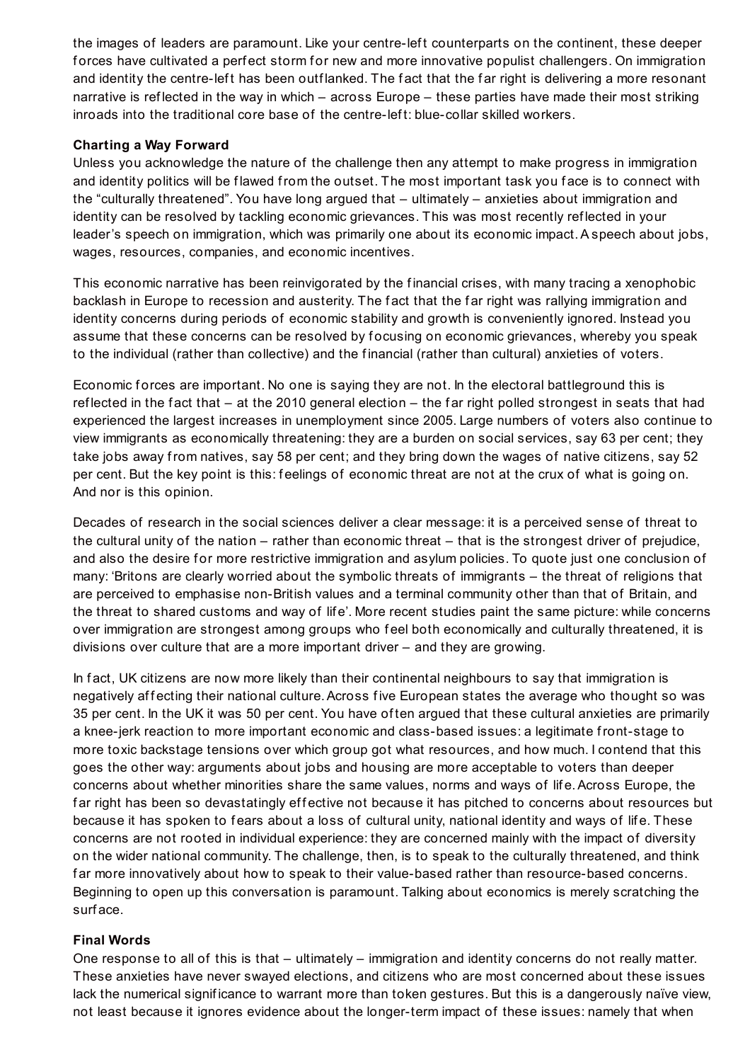the images of leaders are paramount. Like your centre-left counterparts on the continent, these deeper forces have cultivated a perfect storm for new and more innovative populist challengers. On immigration and identity the centre-left has been outflanked. The fact that the far right is delivering a more resonant narrative is reflected in the way in which – across Europe – these parties have made their most striking inroads into the traditional core base of the centre-left: blue-collar skilled workers.

**Charting a Way Forward**

Unless you acknowledge the nature of the challenge then any attempt to make progress in immigration and identity politics will be flawed from the outset. The most important task you face is to connect with the "culturally threatened". You have long argued that – ultimately – anxieties about immigration and identity can be resolved by tackling economic grievances. This was most recently reflected in your leader's speech on immigration, which was primarily one about its economic impact. A speech about jobs, wages, resources, companies, and economic incentives.

This economic narrative has been reinvigorated by the financial crises, with many tracing a xenophobic backlash in Europe to recession and austerity. The fact that the far right was rallying immigration and identity concerns during periods of economic stability and growth is conveniently ignored. Instead you assume that these concerns can be resolved by focusing on economic grievances, whereby you speak to the individual (rather than collective) and the financial (rather than cultural) anxieties of voters.

Economic forces are important. No one is saying they are not. In the electoral battleground this is reflected in the fact that – at the 2010 general election – the far right polled strongest in seats that had experienced the largest increases in unemployment since 2005. Large numbers of voters also continue to view immigrants as economically threatening: they are a burden on social services, say 63 per cent; they take jobs away from natives, say 58 per cent; and they bring down the wages of native citizens, say 52 per cent. But the key point is this: feelings of economic threat are not at the crux of what is going on. And nor is this opinion.

Decades of research in the social sciences deliver a clear message: it is a perceived sense of threat to the cultural unity of the nation – rather than economic threat – that is the strongest driver of prejudice, and also the desire for more restrictive immigration and asylum policies. To quote just one conclusion of many: 'Britons are clearly worried about the symbolic threats of immigrants – the threat of religions that are perceived to emphasise non-British values and a terminal community other than that of Britain, and the threat to shared customs and way of life'. More recent studies paint the same picture: while concerns over immigration are strongest among groups who feel both economically and culturally threatened, it is divisions over culture that are a more important driver – and they are growing.

In fact, UK citizens are now more likely than their continental neighbours to say that immigration is negatively affecting their national culture. Across five European states the average who thought so was 35 per cent. In the UK it was 50 per cent. You have often argued that these cultural anxieties are primarily a knee-jerk reaction to more important economic and class-based issues: a legitimate front-stage to more toxic backstage tensions over which group got what resources, and how much. I contend that this goes the other way: arguments about jobs and housing are more acceptable to voters than deeper concerns about whether minorities share the same values, norms and ways of life. Across Europe, the far right has been so devastatingly effective not because it has pitched to concerns about resources but because it has spoken to fears about a loss of cultural unity, national identity and ways of life. These concerns are not rooted in individual experience: they are concerned mainly with the impact of diversity on the wider national community. The challenge, then, is to speak to the culturally threatened, and think far more innovatively about how to speak to their value-based rather than resource-based concerns. Beginning to open up this conversation is paramount. Talking about economics is merely scratching the surface.

**Final Words**

One response to all of this is that – ultimately – immigration and identity concerns do not really matter. These anxieties have never swayed elections, and citizens who are most concerned about these issues lack the numerical significance to warrant more than token gestures. But this is a dangerously naïve view, not least because it ignores evidence about the longer-term impact of these issues: namely that when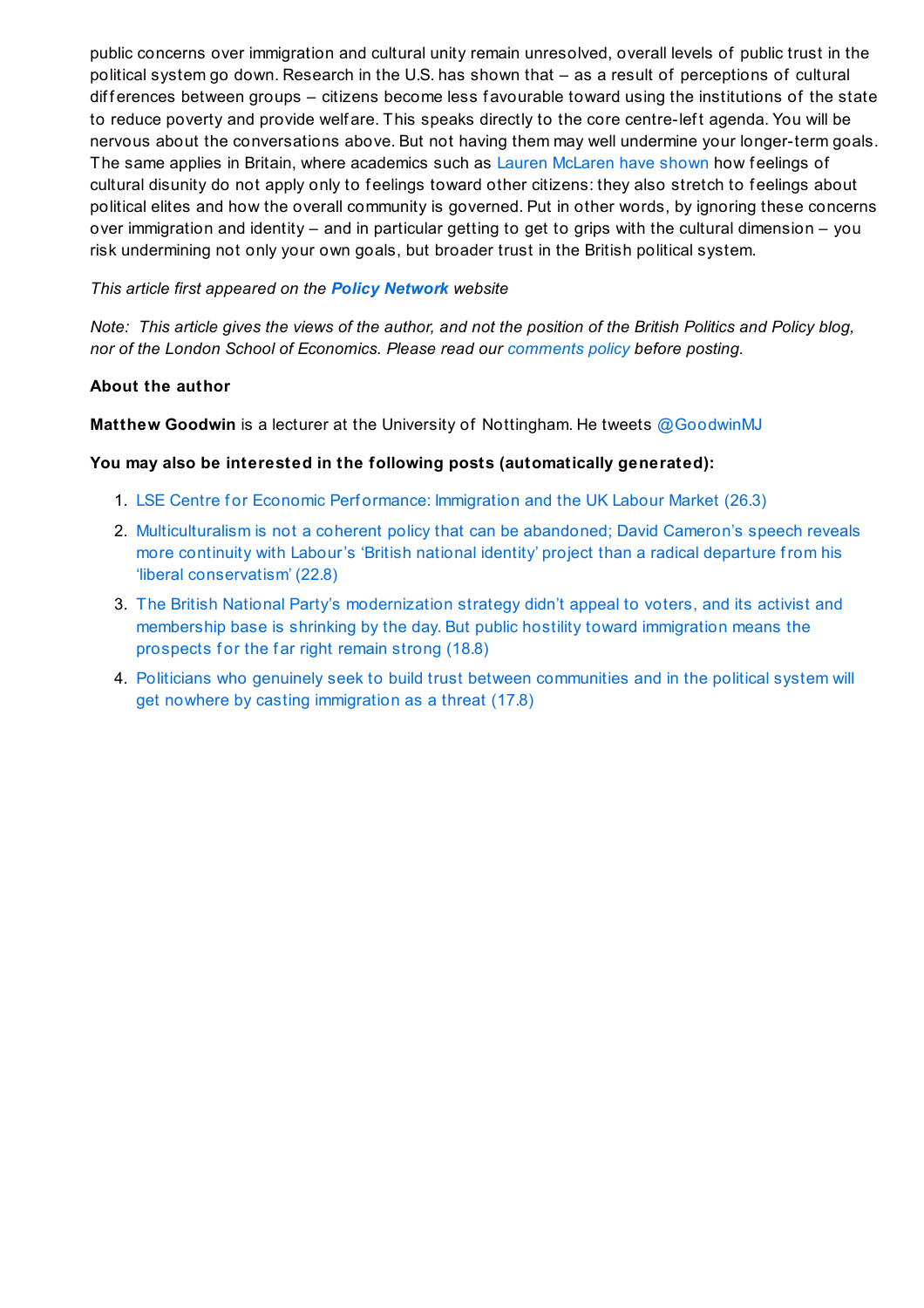public concerns over immigration and cultural unity remain unresolved, overall levels of public trust in the political system go down. Research in the U.S. has shown that – as a result of perceptions of cultural differences between groups – citizens become less favourable toward using the institutions of the state to reduce poverty and provide welfare. This speaks directly to the core centre-left agenda. You will be nervous about the conversations above. But not having them may well undermine your longer-term goals. The same applies in Britain, where academics such as Lauren McLaren have shown how feelings of cultural disunity do not apply only to feelings toward other citizens: they also stretch to feelings about political elites and how the overall community is governed. Put in other words, by ignoring these concerns over immigration and identity – and in particular getting to get to grips with the cultural dimension – you risk undermining not only your own goals, but broader trust in the British political system.

*This article first appeared on the **Policy Network** website*

*Note: This article gives the views of the author, and not the position of the British Politics and Policy blog, nor of the London School of Economics. Please read our comments policy before posting.*

**About the author**

**Matthew Goodwin** is a lecturer at the University of Nottingham. He tweets @GoodwinMJ

**You may also be interested in the following posts (automatically generated):**

1. LSE Centre for Economic Performance: Immigration and the UK Labour Market (26.3)
2. Multiculturalism is not a coherent policy that can be abandoned; David Cameron's speech reveals more continuity with Labour's 'British national identity' project than a radical departure from his 'liberal conservatism' (22.8)
3. The British National Party's modernization strategy didn't appeal to voters, and its activist and membership base is shrinking by the day. But public hostility toward immigration means the prospects for the far right remain strong (18.8)
4. Politicians who genuinely seek to build trust between communities and in the political system will get nowhere by casting immigration as a threat (17.8)